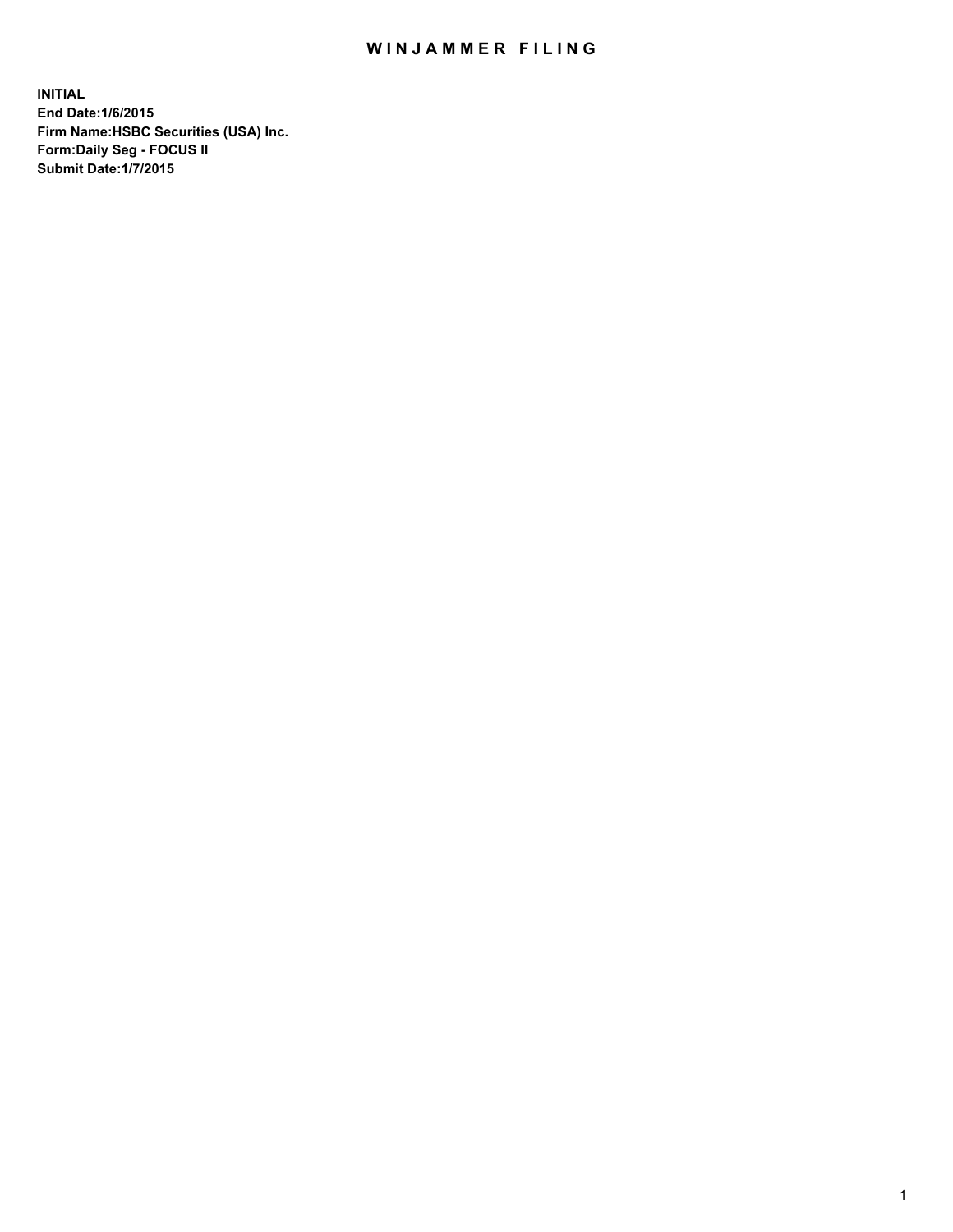# WINJAMMER FILING

**INITIAL**
**End Date:1/6/2015**
**Firm Name:HSBC Securities (USA) Inc.**
**Form:Daily Seg - FOCUS II**
**Submit Date:1/7/2015**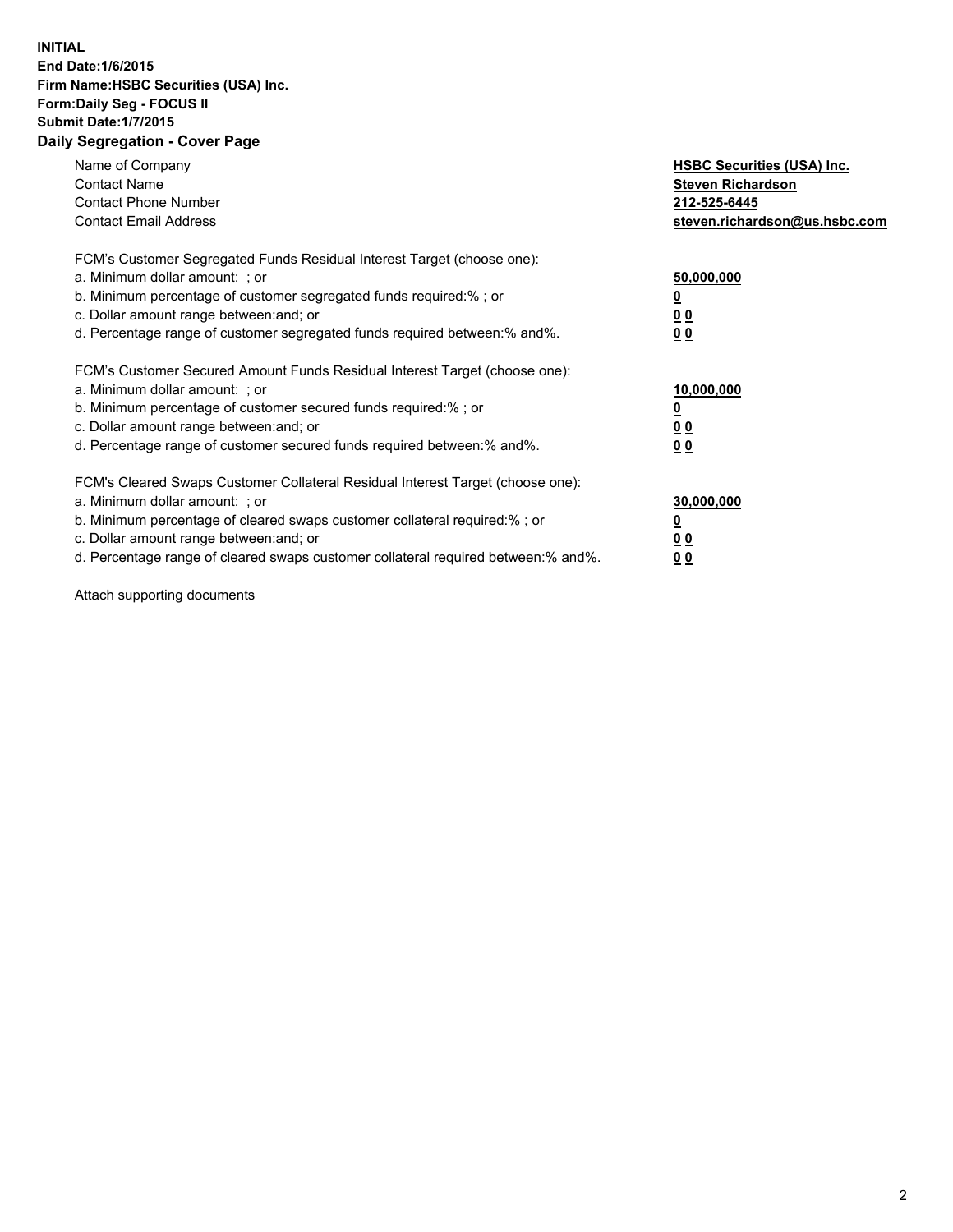**INITIAL**
**End Date:1/6/2015**
**Firm Name:HSBC Securities (USA) Inc.**
**Form:Daily Seg - FOCUS II**
**Submit Date:1/7/2015**

## Daily Segregation - Cover Page

| | |
|---|---|
| Name of Company | **HSBC Securities (USA) Inc.** |
| Contact Name | **Steven Richardson** |
| Contact Phone Number | **212-525-6445** |
| Contact Email Address | **steven.richardson@us.hsbc.com** |

| | |
|---|---|
| FCM's Customer Segregated Funds Residual Interest Target (choose one): | |
| a. Minimum dollar amount: ; or | **50,000,000** |
| b. Minimum percentage of customer segregated funds required:% ; or | **0** |
| c. Dollar amount range between:and; or | **0 0** |
| d. Percentage range of customer segregated funds required between:% and%. | **0 0** |

| | |
|---|---|
| FCM's Customer Secured Amount Funds Residual Interest Target (choose one): | |
| a. Minimum dollar amount: ; or | **10,000,000** |
| b. Minimum percentage of customer secured funds required:% ; or | **0** |
| c. Dollar amount range between:and; or | **0 0** |
| d. Percentage range of customer secured funds required between:% and%. | **0 0** |

| | |
|---|---|
| FCM's Cleared Swaps Customer Collateral Residual Interest Target (choose one): | |
| a. Minimum dollar amount: ; or | **30,000,000** |
| b. Minimum percentage of cleared swaps customer collateral required:% ; or | **0** |
| c. Dollar amount range between:and; or | **0 0** |
| d. Percentage range of cleared swaps customer collateral required between:% and%. | **0 0** |

Attach supporting documents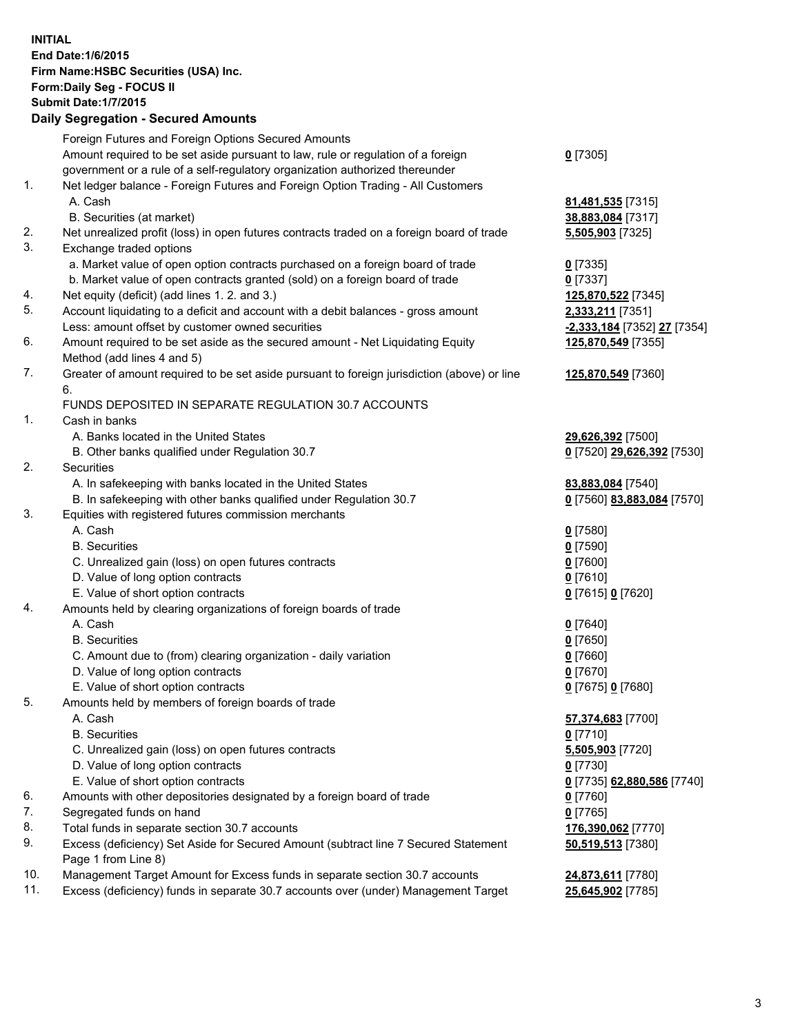**INITIAL**
**End Date:1/6/2015**
**Firm Name:HSBC Securities (USA) Inc.**
**Form:Daily Seg - FOCUS II**
**Submit Date:1/7/2015**

## Daily Segregation - Secured Amounts

| | | |
|---|---|---|
| | Foreign Futures and Foreign Options Secured Amounts | |
| | Amount required to be set aside pursuant to law, rule or regulation of a foreign government or a rule of a self-regulatory organization authorized thereunder | **0** [7305] |
| 1. | Net ledger balance - Foreign Futures and Foreign Option Trading - All Customers | |
| | A. Cash | **81,481,535** [7315] |
| | B. Securities (at market) | **38,883,084** [7317] |
| 2. | Net unrealized profit (loss) in open futures contracts traded on a foreign board of trade | **5,505,903** [7325] |
| 3. | Exchange traded options | |
| | a. Market value of open option contracts purchased on a foreign board of trade | **0** [7335] |
| | b. Market value of open contracts granted (sold) on a foreign board of trade | **0** [7337] |
| 4. | Net equity (deficit) (add lines 1. 2. and 3.) | **125,870,522** [7345] |
| 5. | Account liquidating to a deficit and account with a debit balances - gross amount | **2,333,211** [7351] |
| | Less: amount offset by customer owned securities | **-2,333,184** [7352] **27** [7354] |
| 6. | Amount required to be set aside as the secured amount - Net Liquidating Equity Method (add lines 4 and 5) | **125,870,549** [7355] |
| 7. | Greater of amount required to be set aside pursuant to foreign jurisdiction (above) or line 6. | **125,870,549** [7360] |
| | FUNDS DEPOSITED IN SEPARATE REGULATION 30.7 ACCOUNTS | |
| 1. | Cash in banks | |
| | A. Banks located in the United States | **29,626,392** [7500] |
| | B. Other banks qualified under Regulation 30.7 | **0** [7520] **29,626,392** [7530] |
| 2. | Securities | |
| | A. In safekeeping with banks located in the United States | **83,883,084** [7540] |
| | B. In safekeeping with other banks qualified under Regulation 30.7 | **0** [7560] **83,883,084** [7570] |
| 3. | Equities with registered futures commission merchants | |
| | A. Cash | **0** [7580] |
| | B. Securities | **0** [7590] |
| | C. Unrealized gain (loss) on open futures contracts | **0** [7600] |
| | D. Value of long option contracts | **0** [7610] |
| | E. Value of short option contracts | **0** [7615] **0** [7620] |
| 4. | Amounts held by clearing organizations of foreign boards of trade | |
| | A. Cash | **0** [7640] |
| | B. Securities | **0** [7650] |
| | C. Amount due to (from) clearing organization - daily variation | **0** [7660] |
| | D. Value of long option contracts | **0** [7670] |
| | E. Value of short option contracts | **0** [7675] **0** [7680] |
| 5. | Amounts held by members of foreign boards of trade | |
| | A. Cash | **57,374,683** [7700] |
| | B. Securities | **0** [7710] |
| | C. Unrealized gain (loss) on open futures contracts | **5,505,903** [7720] |
| | D. Value of long option contracts | **0** [7730] |
| | E. Value of short option contracts | **0** [7735] **62,880,586** [7740] |
| 6. | Amounts with other depositories designated by a foreign board of trade | **0** [7760] |
| 7. | Segregated funds on hand | **0** [7765] |
| 8. | Total funds in separate section 30.7 accounts | **176,390,062** [7770] |
| 9. | Excess (deficiency) Set Aside for Secured Amount (subtract line 7 Secured Statement Page 1 from Line 8) | **50,519,513** [7380] |
| 10. | Management Target Amount for Excess funds in separate section 30.7 accounts | **24,873,611** [7780] |
| 11. | Excess (deficiency) funds in separate 30.7 accounts over (under) Management Target | **25,645,902** [7785] |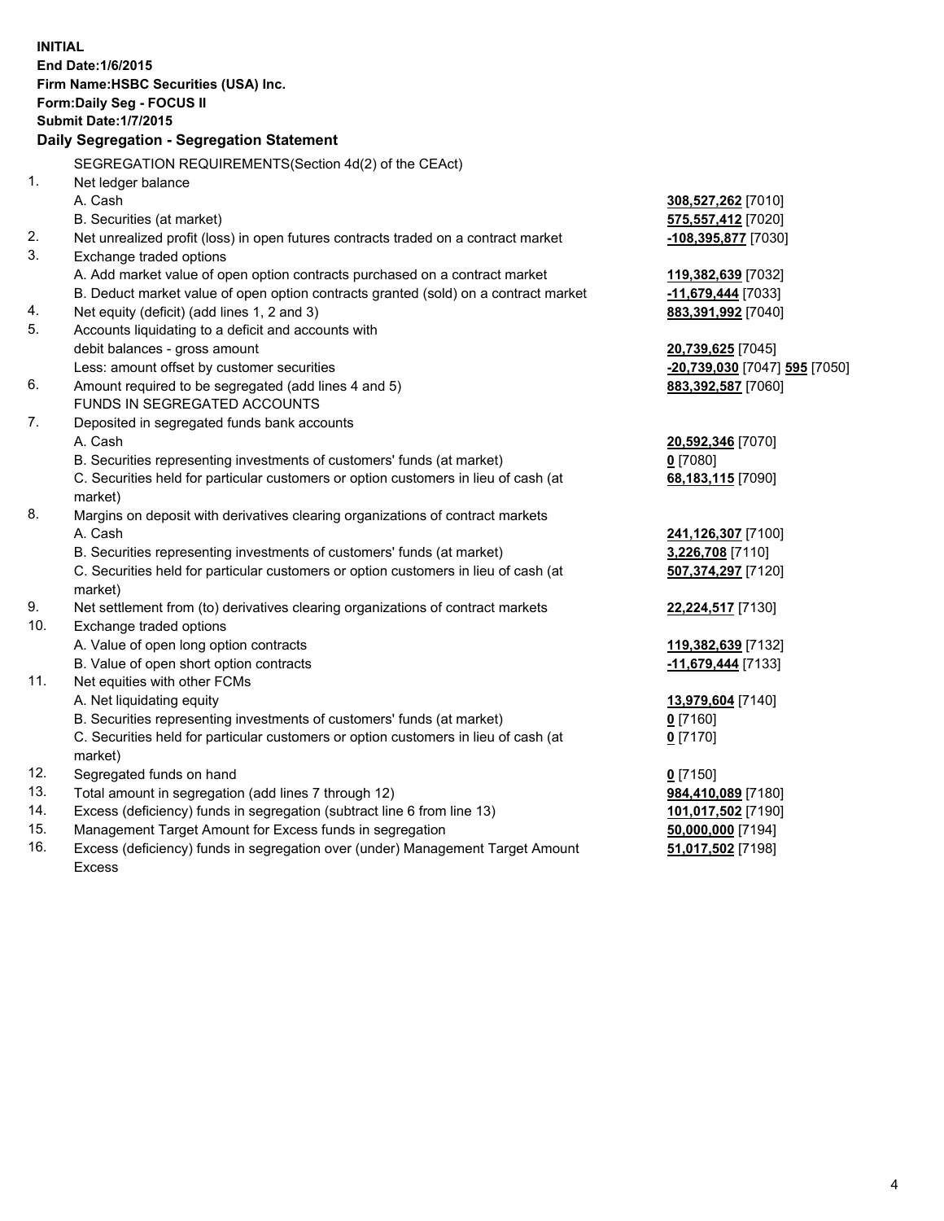**INITIAL**
**End Date:1/6/2015**
**Firm Name:HSBC Securities (USA) Inc.**
**Form:Daily Seg - FOCUS II**
**Submit Date:1/7/2015**

**Daily Segregation - Segregation Statement**

| | | |
|---|---|---|
| | SEGREGATION REQUIREMENTS(Section 4d(2) of the CEAct) | |
| 1. | Net ledger balance | |
| | A. Cash | **308,527,262** [7010] |
| | B. Securities (at market) | **575,557,412** [7020] |
| 2. | Net unrealized profit (loss) in open futures contracts traded on a contract market | **-108,395,877** [7030] |
| 3. | Exchange traded options | |
| | A. Add market value of open option contracts purchased on a contract market | **119,382,639** [7032] |
| | B. Deduct market value of open option contracts granted (sold) on a contract market | **-11,679,444** [7033] |
| 4. | Net equity (deficit) (add lines 1, 2 and 3) | **883,391,992** [7040] |
| 5. | Accounts liquidating to a deficit and accounts with | |
| | debit balances - gross amount | **20,739,625** [7045] |
| | Less: amount offset by customer securities | **-20,739,030** [7047] **595** [7050] |
| 6. | Amount required to be segregated (add lines 4 and 5) | **883,392,587** [7060] |
| | FUNDS IN SEGREGATED ACCOUNTS | |
| 7. | Deposited in segregated funds bank accounts | |
| | A. Cash | **20,592,346** [7070] |
| | B. Securities representing investments of customers' funds (at market) | **0** [7080] |
| | C. Securities held for particular customers or option customers in lieu of cash (at market) | **68,183,115** [7090] |
| 8. | Margins on deposit with derivatives clearing organizations of contract markets | |
| | A. Cash | **241,126,307** [7100] |
| | B. Securities representing investments of customers' funds (at market) | **3,226,708** [7110] |
| | C. Securities held for particular customers or option customers in lieu of cash (at market) | **507,374,297** [7120] |
| 9. | Net settlement from (to) derivatives clearing organizations of contract markets | **22,224,517** [7130] |
| 10. | Exchange traded options | |
| | A. Value of open long option contracts | **119,382,639** [7132] |
| | B. Value of open short option contracts | **-11,679,444** [7133] |
| 11. | Net equities with other FCMs | |
| | A. Net liquidating equity | **13,979,604** [7140] |
| | B. Securities representing investments of customers' funds (at market) | **0** [7160] |
| | C. Securities held for particular customers or option customers in lieu of cash (at market) | **0** [7170] |
| 12. | Segregated funds on hand | **0** [7150] |
| 13. | Total amount in segregation (add lines 7 through 12) | **984,410,089** [7180] |
| 14. | Excess (deficiency) funds in segregation (subtract line 6 from line 13) | **101,017,502** [7190] |
| 15. | Management Target Amount for Excess funds in segregation | **50,000,000** [7194] |
| 16. | Excess (deficiency) funds in segregation over (under) Management Target Amount Excess | **51,017,502** [7198] |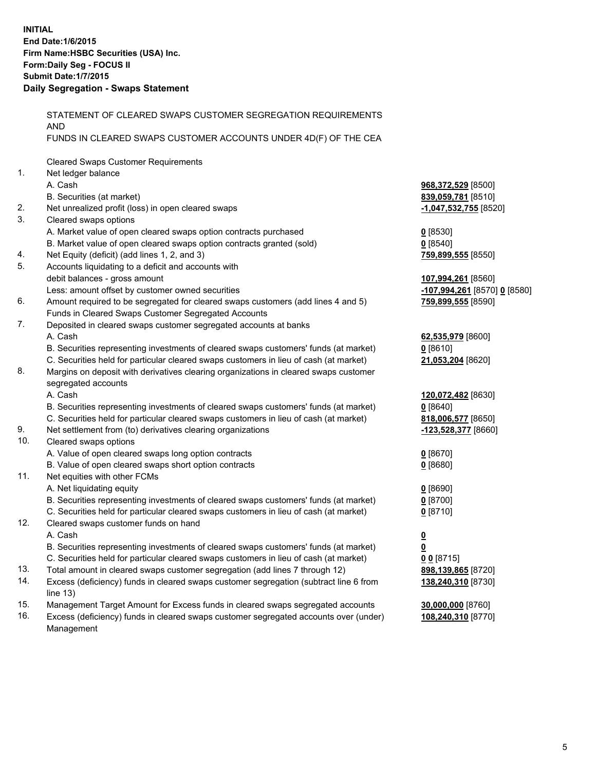**INITIAL**
**End Date:1/6/2015**
**Firm Name:HSBC Securities (USA) Inc.**
**Form:Daily Seg - FOCUS II**
**Submit Date:1/7/2015**
**Daily Segregation - Swaps Statement**

STATEMENT OF CLEARED SWAPS CUSTOMER SEGREGATION REQUIREMENTS AND FUNDS IN CLEARED SWAPS CUSTOMER ACCOUNTS UNDER 4D(F) OF THE CEA

| | | |
|---|---|---|
| | Cleared Swaps Customer Requirements | |
| 1. | Net ledger balance | |
| | A. Cash | **968,372,529** [8500] |
| | B. Securities (at market) | **839,059,781** [8510] |
| 2. | Net unrealized profit (loss) in open cleared swaps | **-1,047,532,755** [8520] |
| 3. | Cleared swaps options | |
| | A. Market value of open cleared swaps option contracts purchased | **0** [8530] |
| | B. Market value of open cleared swaps option contracts granted (sold) | **0** [8540] |
| 4. | Net Equity (deficit) (add lines 1, 2, and 3) | **759,899,555** [8550] |
| 5. | Accounts liquidating to a deficit and accounts with debit balances - gross amount | **107,994,261** [8560] |
| | Less: amount offset by customer owned securities | **-107,994,261** [8570] **0** [8580] |
| 6. | Amount required to be segregated for cleared swaps customers (add lines 4 and 5) | **759,899,555** [8590] |
| | Funds in Cleared Swaps Customer Segregated Accounts | |
| 7. | Deposited in cleared swaps customer segregated accounts at banks | |
| | A. Cash | **62,535,979** [8600] |
| | B. Securities representing investments of cleared swaps customers' funds (at market) | **0** [8610] |
| | C. Securities held for particular cleared swaps customers in lieu of cash (at market) | **21,053,204** [8620] |
| 8. | Margins on deposit with derivatives clearing organizations in cleared swaps customer segregated accounts | |
| | A. Cash | **120,072,482** [8630] |
| | B. Securities representing investments of cleared swaps customers' funds (at market) | **0** [8640] |
| | C. Securities held for particular cleared swaps customers in lieu of cash (at market) | **818,006,577** [8650] |
| 9. | Net settlement from (to) derivatives clearing organizations | **-123,528,377** [8660] |
| 10. | Cleared swaps options | |
| | A. Value of open cleared swaps long option contracts | **0** [8670] |
| | B. Value of open cleared swaps short option contracts | **0** [8680] |
| 11. | Net equities with other FCMs | |
| | A. Net liquidating equity | **0** [8690] |
| | B. Securities representing investments of cleared swaps customers' funds (at market) | **0** [8700] |
| | C. Securities held for particular cleared swaps customers in lieu of cash (at market) | **0** [8710] |
| 12. | Cleared swaps customer funds on hand | |
| | A. Cash | **0** |
| | B. Securities representing investments of cleared swaps customers' funds (at market) | **0** |
| | C. Securities held for particular cleared swaps customers in lieu of cash (at market) | **0** **0** [8715] |
| 13. | Total amount in cleared swaps customer segregation (add lines 7 through 12) | **898,139,865** [8720] |
| 14. | Excess (deficiency) funds in cleared swaps customer segregation (subtract line 6 from line 13) | **138,240,310** [8730] |
| 15. | Management Target Amount for Excess funds in cleared swaps segregated accounts | **30,000,000** [8760] |
| 16. | Excess (deficiency) funds in cleared swaps customer segregated accounts over (under) Management | **108,240,310** [8770] |